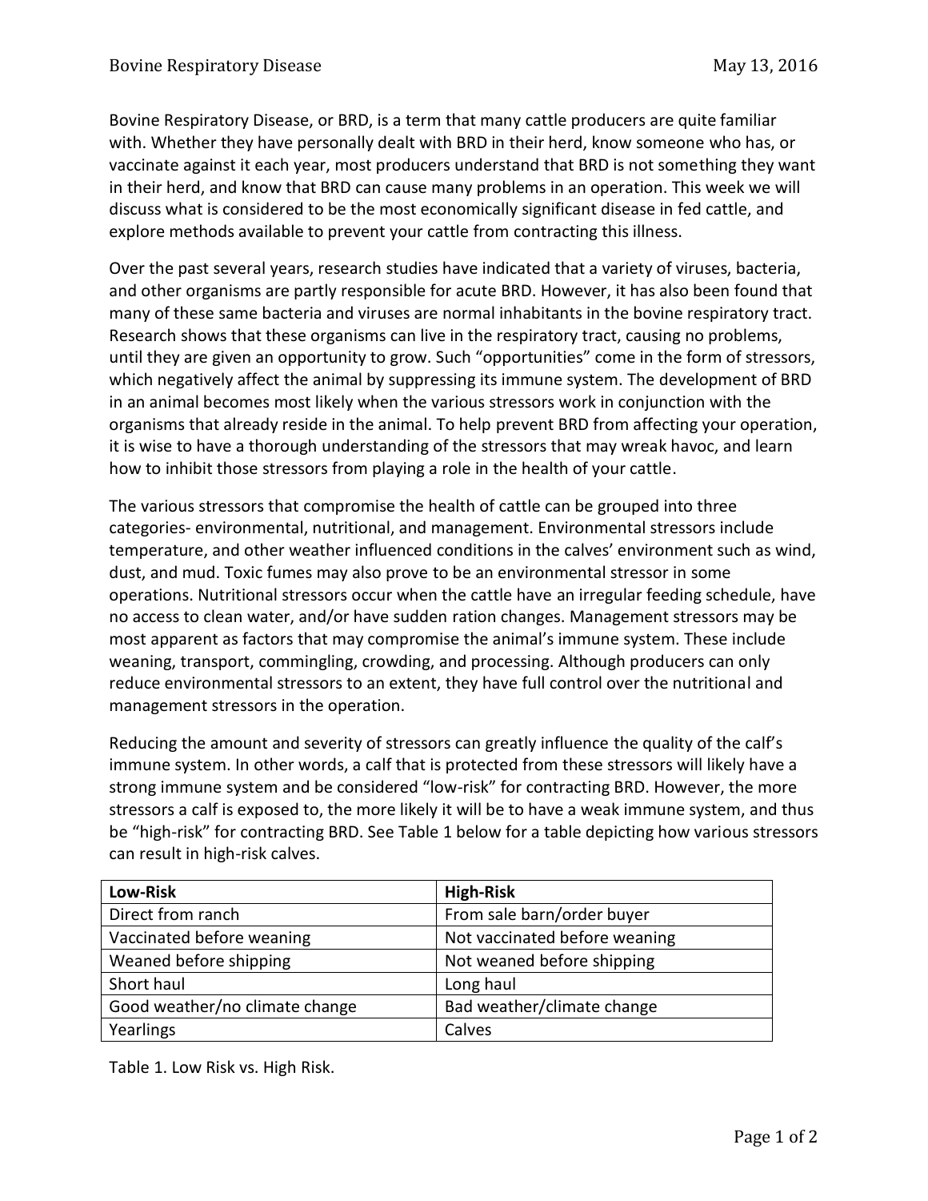Bovine Respiratory Disease, or BRD, is a term that many cattle producers are quite familiar with. Whether they have personally dealt with BRD in their herd, know someone who has, or vaccinate against it each year, most producers understand that BRD is not something they want in their herd, and know that BRD can cause many problems in an operation. This week we will discuss what is considered to be the most economically significant disease in fed cattle, and explore methods available to prevent your cattle from contracting this illness.

Over the past several years, research studies have indicated that a variety of viruses, bacteria, and other organisms are partly responsible for acute BRD. However, it has also been found that many of these same bacteria and viruses are normal inhabitants in the bovine respiratory tract. Research shows that these organisms can live in the respiratory tract, causing no problems, until they are given an opportunity to grow. Such "opportunities" come in the form of stressors, which negatively affect the animal by suppressing its immune system. The development of BRD in an animal becomes most likely when the various stressors work in conjunction with the organisms that already reside in the animal. To help prevent BRD from affecting your operation, it is wise to have a thorough understanding of the stressors that may wreak havoc, and learn how to inhibit those stressors from playing a role in the health of your cattle.

The various stressors that compromise the health of cattle can be grouped into three categories- environmental, nutritional, and management. Environmental stressors include temperature, and other weather influenced conditions in the calves' environment such as wind, dust, and mud. Toxic fumes may also prove to be an environmental stressor in some operations. Nutritional stressors occur when the cattle have an irregular feeding schedule, have no access to clean water, and/or have sudden ration changes. Management stressors may be most apparent as factors that may compromise the animal's immune system. These include weaning, transport, commingling, crowding, and processing. Although producers can only reduce environmental stressors to an extent, they have full control over the nutritional and management stressors in the operation.

Reducing the amount and severity of stressors can greatly influence the quality of the calf's immune system. In other words, a calf that is protected from these stressors will likely have a strong immune system and be considered "low-risk" for contracting BRD. However, the more stressors a calf is exposed to, the more likely it will be to have a weak immune system, and thus be "high-risk" for contracting BRD. See Table 1 below for a table depicting how various stressors can result in high-risk calves.

| **Low-Risk** | **High-Risk** |
|---|---|
| Direct from ranch | From sale barn/order buyer |
| Vaccinated before weaning | Not vaccinated before weaning |
| Weaned before shipping | Not weaned before shipping |
| Short haul | Long haul |
| Good weather/no climate change | Bad weather/climate change |
| Yearlings | Calves |

Table 1. Low Risk vs. High Risk.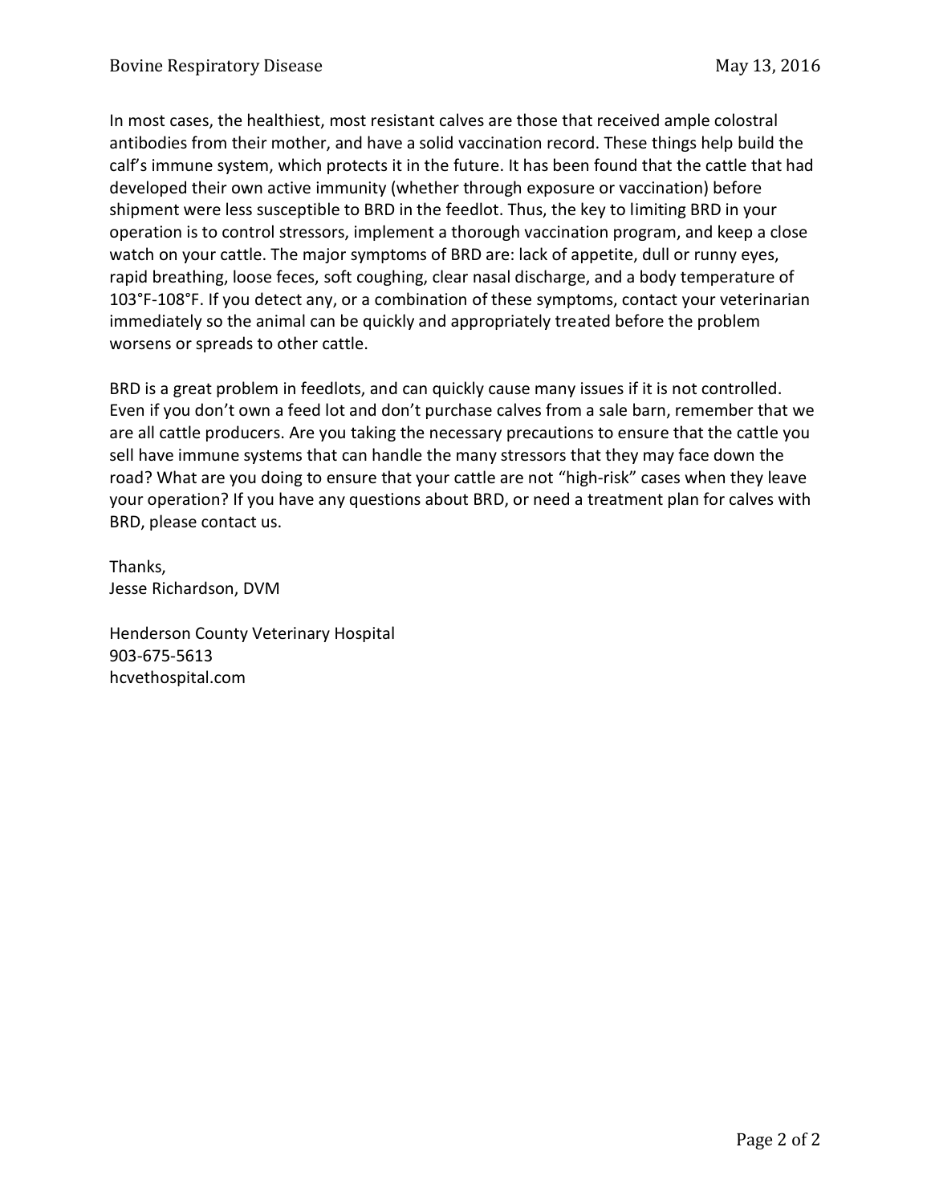In most cases, the healthiest, most resistant calves are those that received ample colostral antibodies from their mother, and have a solid vaccination record. These things help build the calf's immune system, which protects it in the future. It has been found that the cattle that had developed their own active immunity (whether through exposure or vaccination) before shipment were less susceptible to BRD in the feedlot. Thus, the key to limiting BRD in your operation is to control stressors, implement a thorough vaccination program, and keep a close watch on your cattle. The major symptoms of BRD are: lack of appetite, dull or runny eyes, rapid breathing, loose feces, soft coughing, clear nasal discharge, and a body temperature of 103°F-108°F. If you detect any, or a combination of these symptoms, contact your veterinarian immediately so the animal can be quickly and appropriately treated before the problem worsens or spreads to other cattle.

BRD is a great problem in feedlots, and can quickly cause many issues if it is not controlled. Even if you don't own a feed lot and don't purchase calves from a sale barn, remember that we are all cattle producers. Are you taking the necessary precautions to ensure that the cattle you sell have immune systems that can handle the many stressors that they may face down the road? What are you doing to ensure that your cattle are not "high-risk" cases when they leave your operation? If you have any questions about BRD, or need a treatment plan for calves with BRD, please contact us.

Thanks,
Jesse Richardson, DVM

Henderson County Veterinary Hospital
903-675-5613
hcvethospital.com